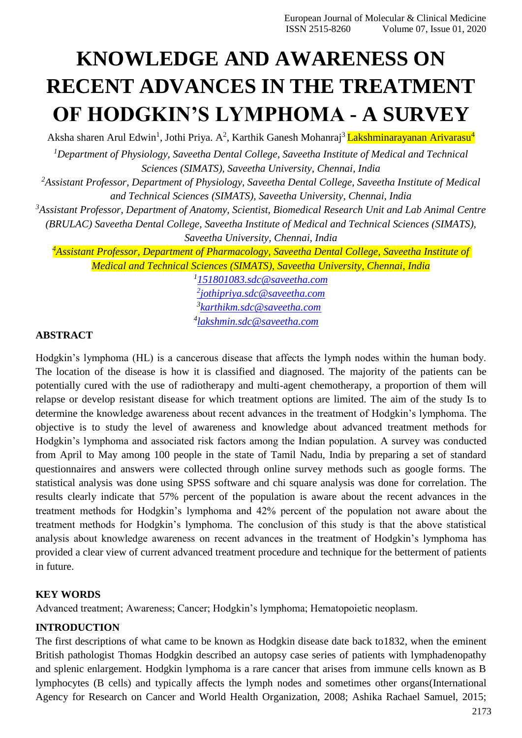# KNOWLEDGE AND AWARENESS ON RECENT ADVANCES IN THE TREATMENT OF HODGKIN'S LYMPHOMA - A SURVEY

Aksha sharen Arul Edwin[1], Jothi Priya. A[2], Karthik Ganesh Mohanraj[3] Lakshminarayanan Arivarasu[4]

[1]*Department of Physiology, Saveetha Dental College, Saveetha Institute of Medical and Technical Sciences (SIMATS), Saveetha University, Chennai, India*

[2]*Assistant Professor, Department of Physiology, Saveetha Dental College, Saveetha Institute of Medical and Technical Sciences (SIMATS), Saveetha University, Chennai, India*

[3]*Assistant Professor, Department of Anatomy, Scientist, Biomedical Research Unit and Lab Animal Centre (BRULAC) Saveetha Dental College, Saveetha Institute of Medical and Technical Sciences (SIMATS), Saveetha University, Chennai, India*

[4]*Assistant Professor, Department of Pharmacology, Saveetha Dental College, Saveetha Institute of Medical and Technical Sciences (SIMATS), Saveetha University, Chennai, India*

[1]151801083.sdc@saveetha.com
[2]jothipriya.sdc@saveetha.com
[3]karthikm.sdc@saveetha.com
[4]lakshmin.sdc@saveetha.com

**ABSTRACT**

Hodgkin's lymphoma (HL) is a cancerous disease that affects the lymph nodes within the human body. The location of the disease is how it is classified and diagnosed. The majority of the patients can be potentially cured with the use of radiotherapy and multi-agent chemotherapy, a proportion of them will relapse or develop resistant disease for which treatment options are limited. The aim of the study Is to determine the knowledge awareness about recent advances in the treatment of Hodgkin's lymphoma. The objective is to study the level of awareness and knowledge about advanced treatment methods for Hodgkin's lymphoma and associated risk factors among the Indian population. A survey was conducted from April to May among 100 people in the state of Tamil Nadu, India by preparing a set of standard questionnaires and answers were collected through online survey methods such as google forms. The statistical analysis was done using SPSS software and chi square analysis was done for correlation. The results clearly indicate that 57% percent of the population is aware about the recent advances in the treatment methods for Hodgkin's lymphoma and 42% percent of the population not aware about the treatment methods for Hodgkin's lymphoma. The conclusion of this study is that the above statistical analysis about knowledge awareness on recent advances in the treatment of Hodgkin's lymphoma has provided a clear view of current advanced treatment procedure and technique for the betterment of patients in future.

**KEY WORDS**

Advanced treatment; Awareness; Cancer; Hodgkin's lymphoma; Hematopoietic neoplasm.

**INTRODUCTION**

The first descriptions of what came to be known as Hodgkin disease date back to1832, when the eminent British pathologist Thomas Hodgkin described an autopsy case series of patients with lymphadenopathy and splenic enlargement. Hodgkin lymphoma is a rare cancer that arises from immune cells known as B lymphocytes (B cells) and typically affects the lymph nodes and sometimes other organs(International Agency for Research on Cancer and World Health Organization, 2008; Ashika Rachael Samuel, 2015;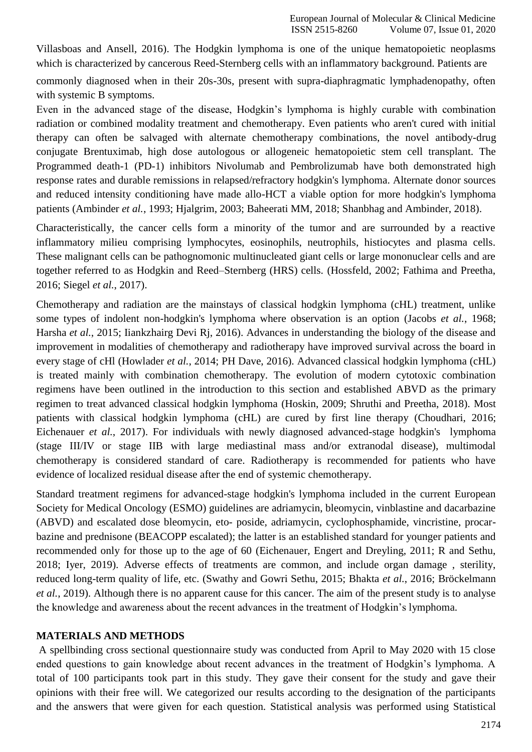Villasboas and Ansell, 2016). The Hodgkin lymphoma is one of the unique hematopoietic neoplasms which is characterized by cancerous Reed-Sternberg cells with an inflammatory background. Patients are commonly diagnosed when in their 20s-30s, present with supra-diaphragmatic lymphadenopathy, often with systemic B symptoms.

Even in the advanced stage of the disease, Hodgkin's lymphoma is highly curable with combination radiation or combined modality treatment and chemotherapy. Even patients who aren't cured with initial therapy can often be salvaged with alternate chemotherapy combinations, the novel antibody-drug conjugate Brentuximab, high dose autologous or allogeneic hematopoietic stem cell transplant. The Programmed death-1 (PD-1) inhibitors Nivolumab and Pembrolizumab have both demonstrated high response rates and durable remissions in relapsed/refractory hodgkin's lymphoma. Alternate donor sources and reduced intensity conditioning have made allo-HCT a viable option for more hodgkin's lymphoma patients (Ambinder *et al.*, 1993; Hjalgrim, 2003; Baheerati MM, 2018; Shanbhag and Ambinder, 2018).

Characteristically, the cancer cells form a minority of the tumor and are surrounded by a reactive inflammatory milieu comprising lymphocytes, eosinophils, neutrophils, histiocytes and plasma cells. These malignant cells can be pathognomonic multinucleated giant cells or large mononuclear cells and are together referred to as Hodgkin and Reed–Sternberg (HRS) cells. (Hossfeld, 2002; Fathima and Preetha, 2016; Siegel *et al.*, 2017).

Chemotherapy and radiation are the mainstays of classical hodgkin lymphoma (cHL) treatment, unlike some types of indolent non-hodgkin's lymphoma where observation is an option (Jacobs *et al.*, 1968; Harsha *et al.*, 2015; Iiankzhairg Devi Rj, 2016). Advances in understanding the biology of the disease and improvement in modalities of chemotherapy and radiotherapy have improved survival across the board in every stage of cHl (Howlader *et al.*, 2014; PH Dave, 2016). Advanced classical hodgkin lymphoma (cHL) is treated mainly with combination chemotherapy. The evolution of modern cytotoxic combination regimens have been outlined in the introduction to this section and established ABVD as the primary regimen to treat advanced classical hodgkin lymphoma (Hoskin, 2009; Shruthi and Preetha, 2018). Most patients with classical hodgkin lymphoma (cHL) are cured by first line therapy (Choudhari, 2016; Eichenauer *et al.*, 2017). For individuals with newly diagnosed advanced-stage hodgkin's lymphoma (stage III/IV or stage IIB with large mediastinal mass and/or extranodal disease), multimodal chemotherapy is considered standard of care. Radiotherapy is recommended for patients who have evidence of localized residual disease after the end of systemic chemotherapy.

Standard treatment regimens for advanced-stage hodgkin's lymphoma included in the current European Society for Medical Oncology (ESMO) guidelines are adriamycin, bleomycin, vinblastine and dacarbazine (ABVD) and escalated dose bleomycin, eto- poside, adriamycin, cyclophosphamide, vincristine, procar- bazine and prednisone (BEACOPP escalated); the latter is an established standard for younger patients and recommended only for those up to the age of 60 (Eichenauer, Engert and Dreyling, 2011; R and Sethu, 2018; Iyer, 2019). Adverse effects of treatments are common, and include organ damage , sterility, reduced long-term quality of life, etc. (Swathy and Gowri Sethu, 2015; Bhakta *et al.*, 2016; Bröckelmann *et al.*, 2019). Although there is no apparent cause for this cancer. The aim of the present study is to analyse the knowledge and awareness about the recent advances in the treatment of Hodgkin's lymphoma.

## MATERIALS AND METHODS

A spellbinding cross sectional questionnaire study was conducted from April to May 2020 with 15 close ended questions to gain knowledge about recent advances in the treatment of Hodgkin's lymphoma. A total of 100 participants took part in this study. They gave their consent for the study and gave their opinions with their free will. We categorized our results according to the designation of the participants and the answers that were given for each question. Statistical analysis was performed using Statistical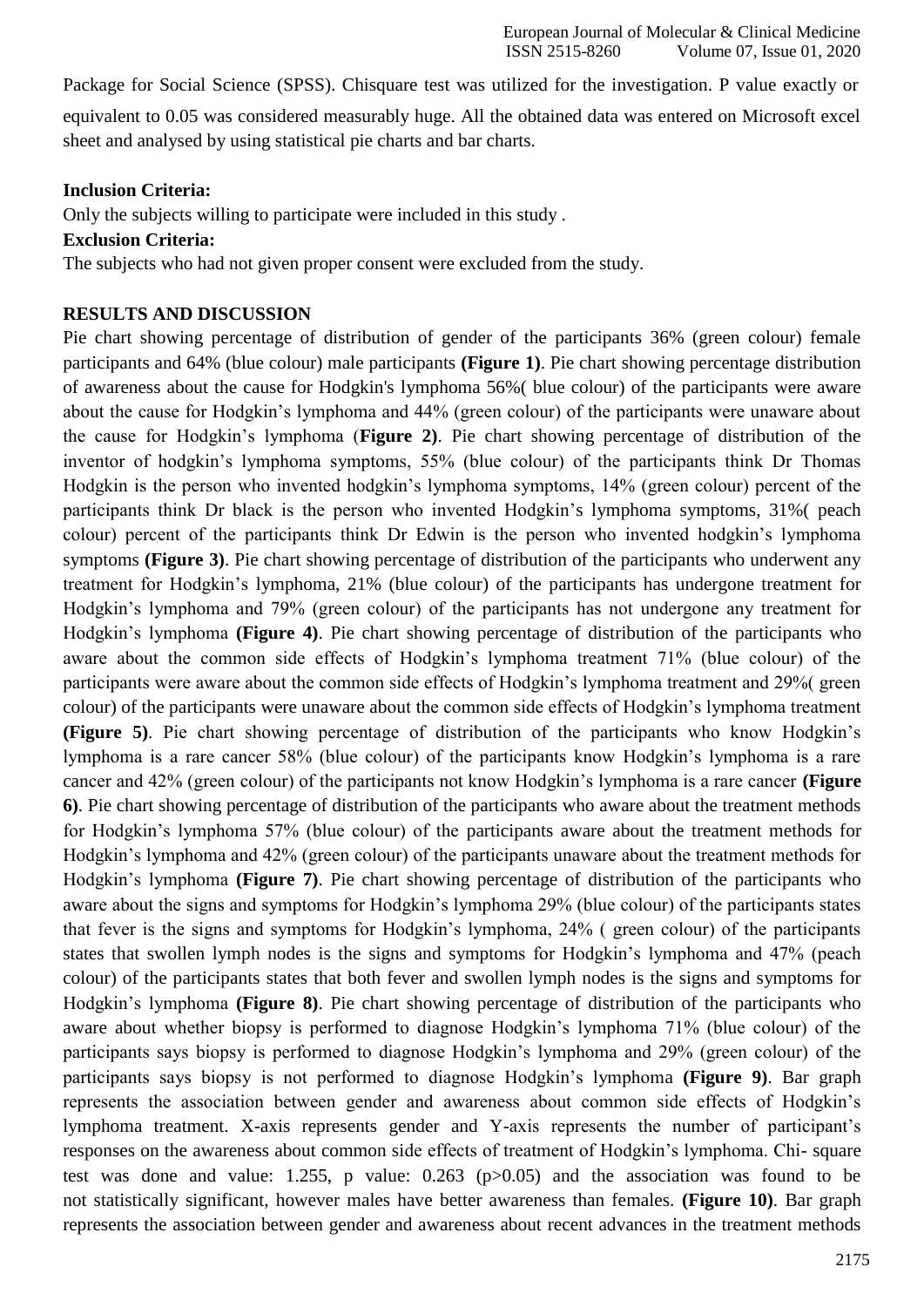Package for Social Science (SPSS). Chisquare test was utilized for the investigation. P value exactly or equivalent to 0.05 was considered measurably huge. All the obtained data was entered on Microsoft excel sheet and analysed by using statistical pie charts and bar charts.

**Inclusion Criteria:**

Only the subjects willing to participate were included in this study .

**Exclusion Criteria:**

The subjects who had not given proper consent were excluded from the study.

## RESULTS AND DISCUSSION

Pie chart showing percentage of distribution of gender of the participants 36% (green colour) female participants and 64% (blue colour) male participants **(Figure 1)**. Pie chart showing percentage distribution of awareness about the cause for Hodgkin's lymphoma 56%( blue colour) of the participants were aware about the cause for Hodgkin's lymphoma and 44% (green colour) of the participants were unaware about the cause for Hodgkin's lymphoma (**Figure 2)**. Pie chart showing percentage of distribution of the inventor of hodgkin's lymphoma symptoms, 55% (blue colour) of the participants think Dr Thomas Hodgkin is the person who invented hodgkin's lymphoma symptoms, 14% (green colour) percent of the participants think Dr black is the person who invented Hodgkin's lymphoma symptoms, 31%( peach colour) percent of the participants think Dr Edwin is the person who invented hodgkin's lymphoma symptoms **(Figure 3)**. Pie chart showing percentage of distribution of the participants who underwent any treatment for Hodgkin's lymphoma, 21% (blue colour) of the participants has undergone treatment for Hodgkin's lymphoma and 79% (green colour) of the participants has not undergone any treatment for Hodgkin's lymphoma **(Figure 4)**. Pie chart showing percentage of distribution of the participants who aware about the common side effects of Hodgkin's lymphoma treatment 71% (blue colour) of the participants were aware about the common side effects of Hodgkin's lymphoma treatment and 29%( green colour) of the participants were unaware about the common side effects of Hodgkin's lymphoma treatment **(Figure 5)**. Pie chart showing percentage of distribution of the participants who know Hodgkin's lymphoma is a rare cancer 58% (blue colour) of the participants know Hodgkin's lymphoma is a rare cancer and 42% (green colour) of the participants not know Hodgkin's lymphoma is a rare cancer **(Figure 6)**. Pie chart showing percentage of distribution of the participants who aware about the treatment methods for Hodgkin's lymphoma 57% (blue colour) of the participants aware about the treatment methods for Hodgkin's lymphoma and 42% (green colour) of the participants unaware about the treatment methods for Hodgkin's lymphoma **(Figure 7)**. Pie chart showing percentage of distribution of the participants who aware about the signs and symptoms for Hodgkin's lymphoma 29% (blue colour) of the participants states that fever is the signs and symptoms for Hodgkin's lymphoma, 24% ( green colour) of the participants states that swollen lymph nodes is the signs and symptoms for Hodgkin's lymphoma and 47% (peach colour) of the participants states that both fever and swollen lymph nodes is the signs and symptoms for Hodgkin's lymphoma **(Figure 8)**. Pie chart showing percentage of distribution of the participants who aware about whether biopsy is performed to diagnose Hodgkin's lymphoma 71% (blue colour) of the participants says biopsy is performed to diagnose Hodgkin's lymphoma and 29% (green colour) of the participants says biopsy is not performed to diagnose Hodgkin's lymphoma **(Figure 9)**. Bar graph represents the association between gender and awareness about common side effects of Hodgkin's lymphoma treatment. X-axis represents gender and Y-axis represents the number of participant's responses on the awareness about common side effects of treatment of Hodgkin's lymphoma. Chi- square test was done and value: 1.255, p value: 0.263 ($p>0.05$) and the association was found to be not statistically significant, however males have better awareness than females. **(Figure 10)**. Bar graph represents the association between gender and awareness about recent advances in the treatment methods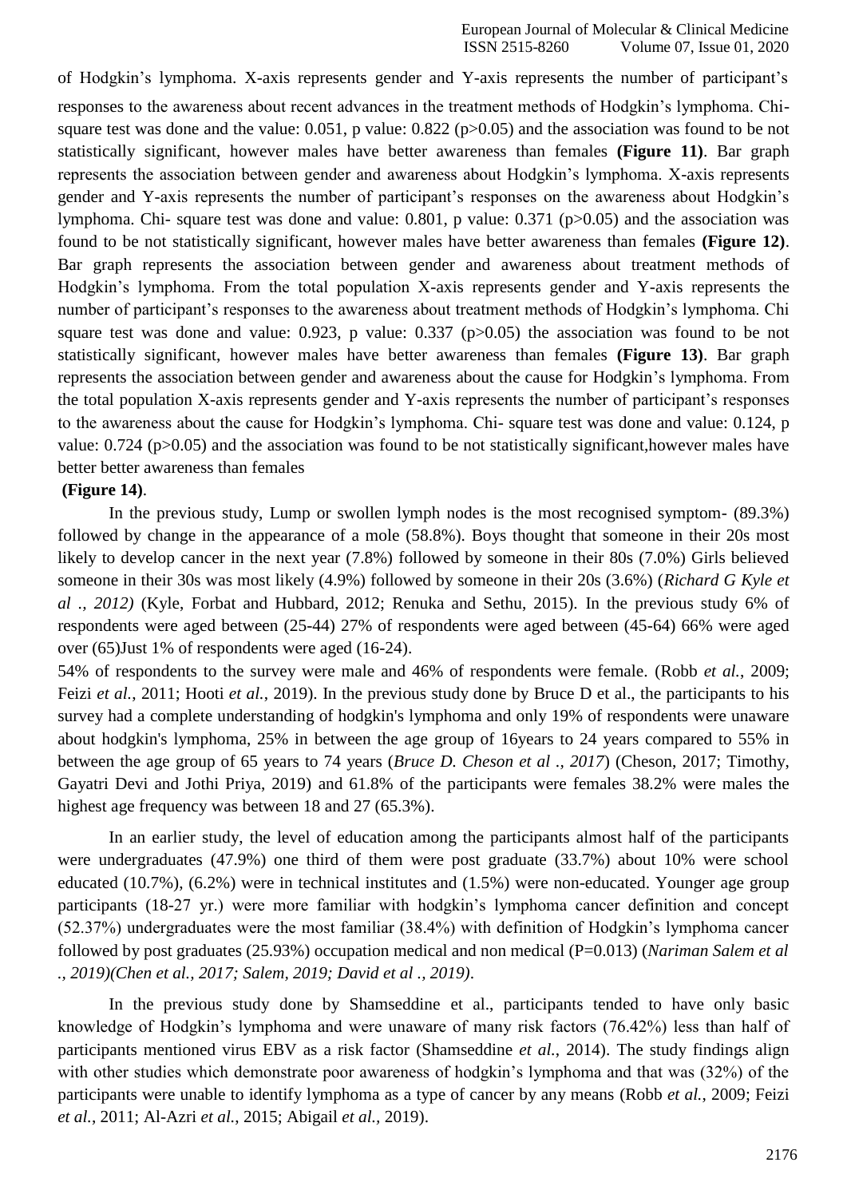of Hodgkin's lymphoma. X-axis represents gender and Y-axis represents the number of participant's responses to the awareness about recent advances in the treatment methods of Hodgkin's lymphoma. Chi-square test was done and the value: 0.051, p value: 0.822 (p>0.05) and the association was found to be not statistically significant, however males have better awareness than females **(Figure 11)**. Bar graph represents the association between gender and awareness about Hodgkin's lymphoma. X-axis represents gender and Y-axis represents the number of participant's responses on the awareness about Hodgkin's lymphoma. Chi- square test was done and value: 0.801, p value: 0.371 (p>0.05) and the association was found to be not statistically significant, however males have better awareness than females **(Figure 12)**. Bar graph represents the association between gender and awareness about treatment methods of Hodgkin's lymphoma. From the total population X-axis represents gender and Y-axis represents the number of participant's responses to the awareness about treatment methods of Hodgkin's lymphoma. Chi square test was done and value: 0.923, p value: 0.337 (p>0.05) the association was found to be not statistically significant, however males have better awareness than females **(Figure 13)**. Bar graph represents the association between gender and awareness about the cause for Hodgkin's lymphoma. From the total population X-axis represents gender and Y-axis represents the number of participant's responses to the awareness about the cause for Hodgkin's lymphoma. Chi- square test was done and value: 0.124, p value: 0.724 (p>0.05) and the association was found to be not statistically significant,however males have better better awareness than females
**(Figure 14)**.

In the previous study, Lump or swollen lymph nodes is the most recognised symptom- (89.3%) followed by change in the appearance of a mole (58.8%). Boys thought that someone in their 20s most likely to develop cancer in the next year (7.8%) followed by someone in their 80s (7.0%) Girls believed someone in their 30s was most likely (4.9%) followed by someone in their 20s (3.6%) (*Richard G Kyle et al ., 2012)* (Kyle, Forbat and Hubbard, 2012; Renuka and Sethu, 2015). In the previous study 6% of respondents were aged between (25-44) 27% of respondents were aged between (45-64) 66% were aged over (65)Just 1% of respondents were aged (16-24).
54% of respondents to the survey were male and 46% of respondents were female. (Robb *et al.*, 2009; Feizi *et al.*, 2011; Hooti *et al.*, 2019). In the previous study done by Bruce D et al., the participants to his survey had a complete understanding of hodgkin's lymphoma and only 19% of respondents were unaware about hodgkin's lymphoma, 25% in between the age group of 16years to 24 years compared to 55% in between the age group of 65 years to 74 years (*Bruce D. Cheson et al ., 2017*) (Cheson, 2017; Timothy, Gayatri Devi and Jothi Priya, 2019) and 61.8% of the participants were females 38.2% were males the highest age frequency was between 18 and 27 (65.3%).

In an earlier study, the level of education among the participants almost half of the participants were undergraduates (47.9%) one third of them were post graduate (33.7%) about 10% were school educated (10.7%), (6.2%) were in technical institutes and (1.5%) were non-educated. Younger age group participants (18-27 yr.) were more familiar with hodgkin's lymphoma cancer definition and concept (52.37%) undergraduates were the most familiar (38.4%) with definition of Hodgkin's lymphoma cancer followed by post graduates (25.93%) occupation medical and non medical (P=0.013) (*Nariman Salem et al ., 2019)(Chen et al., 2017; Salem, 2019; David et al ., 2019)*.

In the previous study done by Shamseddine et al., participants tended to have only basic knowledge of Hodgkin's lymphoma and were unaware of many risk factors (76.42%) less than half of participants mentioned virus EBV as a risk factor (Shamseddine *et al.*, 2014). The study findings align with other studies which demonstrate poor awareness of hodgkin's lymphoma and that was (32%) of the participants were unable to identify lymphoma as a type of cancer by any means (Robb *et al.*, 2009; Feizi *et al.*, 2011; Al-Azri *et al.*, 2015; Abigail *et al.*, 2019).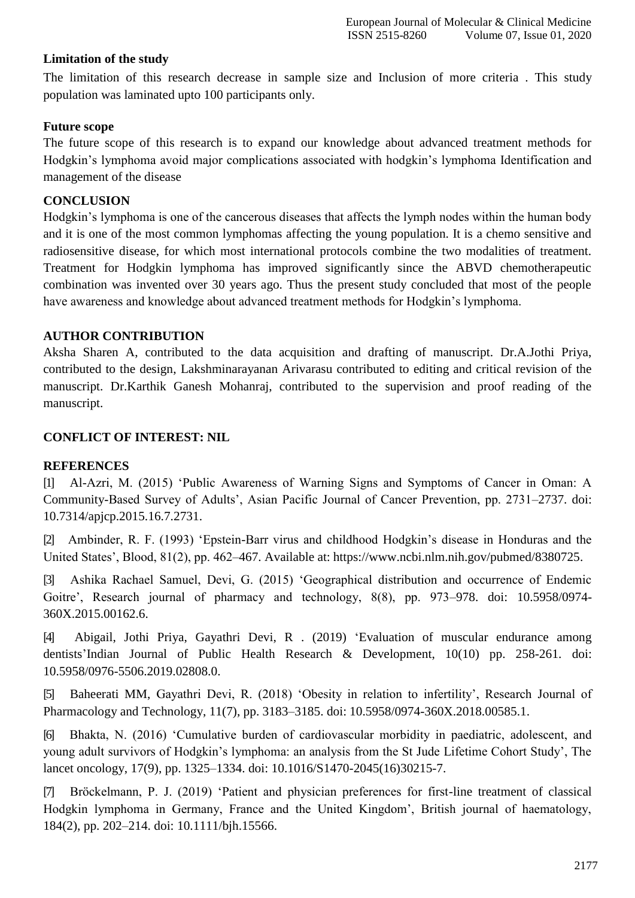**Limitation of the study**

The limitation of this research decrease in sample size and Inclusion of more criteria . This study population was laminated upto 100 participants only.

**Future scope**

The future scope of this research is to expand our knowledge about advanced treatment methods for Hodgkin's lymphoma avoid major complications associated with hodgkin's lymphoma Identification and management of the disease

## CONCLUSION

Hodgkin's lymphoma is one of the cancerous diseases that affects the lymph nodes within the human body and it is one of the most common lymphomas affecting the young population. It is a chemo sensitive and radiosensitive disease, for which most international protocols combine the two modalities of treatment. Treatment for Hodgkin lymphoma has improved significantly since the ABVD chemotherapeutic combination was invented over 30 years ago. Thus the present study concluded that most of the people have awareness and knowledge about advanced treatment methods for Hodgkin's lymphoma.

## AUTHOR CONTRIBUTION

Aksha Sharen A, contributed to the data acquisition and drafting of manuscript. Dr.A.Jothi Priya, contributed to the design, Lakshminarayanan Arivarasu contributed to editing and critical revision of the manuscript. Dr.Karthik Ganesh Mohanraj, contributed to the supervision and proof reading of the manuscript.

## CONFLICT OF INTEREST: NIL

## REFERENCES

[1] Al-Azri, M. (2015) 'Public Awareness of Warning Signs and Symptoms of Cancer in Oman: A Community-Based Survey of Adults', Asian Pacific Journal of Cancer Prevention, pp. 2731–2737. doi: 10.7314/apjcp.2015.16.7.2731.

[2] Ambinder, R. F. (1993) 'Epstein-Barr virus and childhood Hodgkin's disease in Honduras and the United States', Blood, 81(2), pp. 462–467. Available at: https://www.ncbi.nlm.nih.gov/pubmed/8380725.

[3] Ashika Rachael Samuel, Devi, G. (2015) 'Geographical distribution and occurrence of Endemic Goitre', Research journal of pharmacy and technology, 8(8), pp. 973–978. doi: 10.5958/0974-360X.2015.00162.6.

[4] Abigail, Jothi Priya, Gayathri Devi, R . (2019) 'Evaluation of muscular endurance among dentists'Indian Journal of Public Health Research & Development, 10(10) pp. 258-261. doi: 10.5958/0976-5506.2019.02808.0.

[5] Baheerati MM, Gayathri Devi, R. (2018) 'Obesity in relation to infertility', Research Journal of Pharmacology and Technology, 11(7), pp. 3183–3185. doi: 10.5958/0974-360X.2018.00585.1.

[6] Bhakta, N. (2016) 'Cumulative burden of cardiovascular morbidity in paediatric, adolescent, and young adult survivors of Hodgkin's lymphoma: an analysis from the St Jude Lifetime Cohort Study', The lancet oncology, 17(9), pp. 1325–1334. doi: 10.1016/S1470-2045(16)30215-7.

[7] Bröckelmann, P. J. (2019) 'Patient and physician preferences for first-line treatment of classical Hodgkin lymphoma in Germany, France and the United Kingdom', British journal of haematology, 184(2), pp. 202–214. doi: 10.1111/bjh.15566.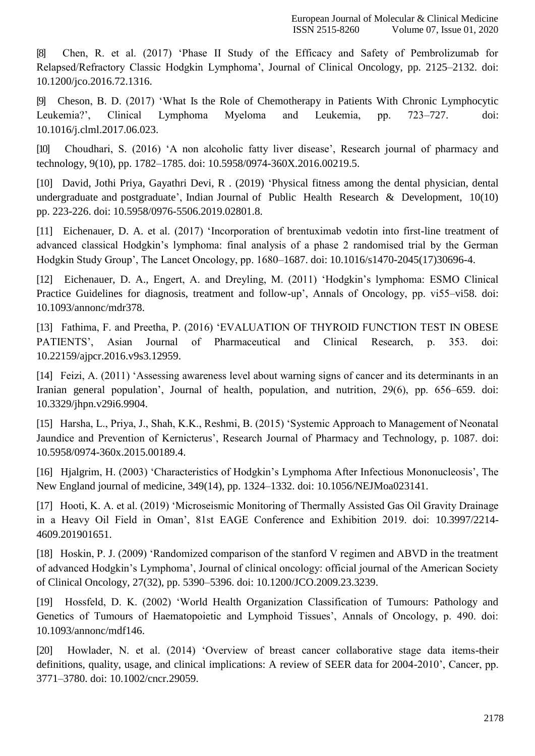[8] Chen, R. et al. (2017) 'Phase II Study of the Efficacy and Safety of Pembrolizumab for Relapsed/Refractory Classic Hodgkin Lymphoma', Journal of Clinical Oncology, pp. 2125–2132. doi: 10.1200/jco.2016.72.1316.

[9] Cheson, B. D. (2017) 'What Is the Role of Chemotherapy in Patients With Chronic Lymphocytic Leukemia?', Clinical Lymphoma Myeloma and Leukemia, pp. 723–727. doi: 10.1016/j.clml.2017.06.023.

[10] Choudhari, S. (2016) 'A non alcoholic fatty liver disease', Research journal of pharmacy and technology, 9(10), pp. 1782–1785. doi: 10.5958/0974-360X.2016.00219.5.

[10] David, Jothi Priya, Gayathri Devi, R . (2019) 'Physical fitness among the dental physician, dental undergraduate and postgraduate', Indian Journal of Public Health Research & Development, 10(10) pp. 223-226. doi: 10.5958/0976-5506.2019.02801.8.

[11] Eichenauer, D. A. et al. (2017) 'Incorporation of brentuximab vedotin into first-line treatment of advanced classical Hodgkin's lymphoma: final analysis of a phase 2 randomised trial by the German Hodgkin Study Group', The Lancet Oncology, pp. 1680–1687. doi: 10.1016/s1470-2045(17)30696-4.

[12] Eichenauer, D. A., Engert, A. and Dreyling, M. (2011) 'Hodgkin's lymphoma: ESMO Clinical Practice Guidelines for diagnosis, treatment and follow-up', Annals of Oncology, pp. vi55–vi58. doi: 10.1093/annonc/mdr378.

[13] Fathima, F. and Preetha, P. (2016) 'EVALUATION OF THYROID FUNCTION TEST IN OBESE PATIENTS', Asian Journal of Pharmaceutical and Clinical Research, p. 353. doi: 10.22159/ajpcr.2016.v9s3.12959.

[14] Feizi, A. (2011) 'Assessing awareness level about warning signs of cancer and its determinants in an Iranian general population', Journal of health, population, and nutrition, 29(6), pp. 656–659. doi: 10.3329/jhpn.v29i6.9904.

[15] Harsha, L., Priya, J., Shah, K.K., Reshmi, B. (2015) 'Systemic Approach to Management of Neonatal Jaundice and Prevention of Kernicterus', Research Journal of Pharmacy and Technology, p. 1087. doi: 10.5958/0974-360x.2015.00189.4.

[16] Hjalgrim, H. (2003) 'Characteristics of Hodgkin's Lymphoma After Infectious Mononucleosis', The New England journal of medicine, 349(14), pp. 1324–1332. doi: 10.1056/NEJMoa023141.

[17] Hooti, K. A. et al. (2019) 'Microseismic Monitoring of Thermally Assisted Gas Oil Gravity Drainage in a Heavy Oil Field in Oman', 81st EAGE Conference and Exhibition 2019. doi: 10.3997/2214-4609.201901651.

[18] Hoskin, P. J. (2009) 'Randomized comparison of the stanford V regimen and ABVD in the treatment of advanced Hodgkin's Lymphoma', Journal of clinical oncology: official journal of the American Society of Clinical Oncology, 27(32), pp. 5390–5396. doi: 10.1200/JCO.2009.23.3239.

[19] Hossfeld, D. K. (2002) 'World Health Organization Classification of Tumours: Pathology and Genetics of Tumours of Haematopoietic and Lymphoid Tissues', Annals of Oncology, p. 490. doi: 10.1093/annonc/mdf146.

[20] Howlader, N. et al. (2014) 'Overview of breast cancer collaborative stage data items-their definitions, quality, usage, and clinical implications: A review of SEER data for 2004-2010', Cancer, pp. 3771–3780. doi: 10.1002/cncr.29059.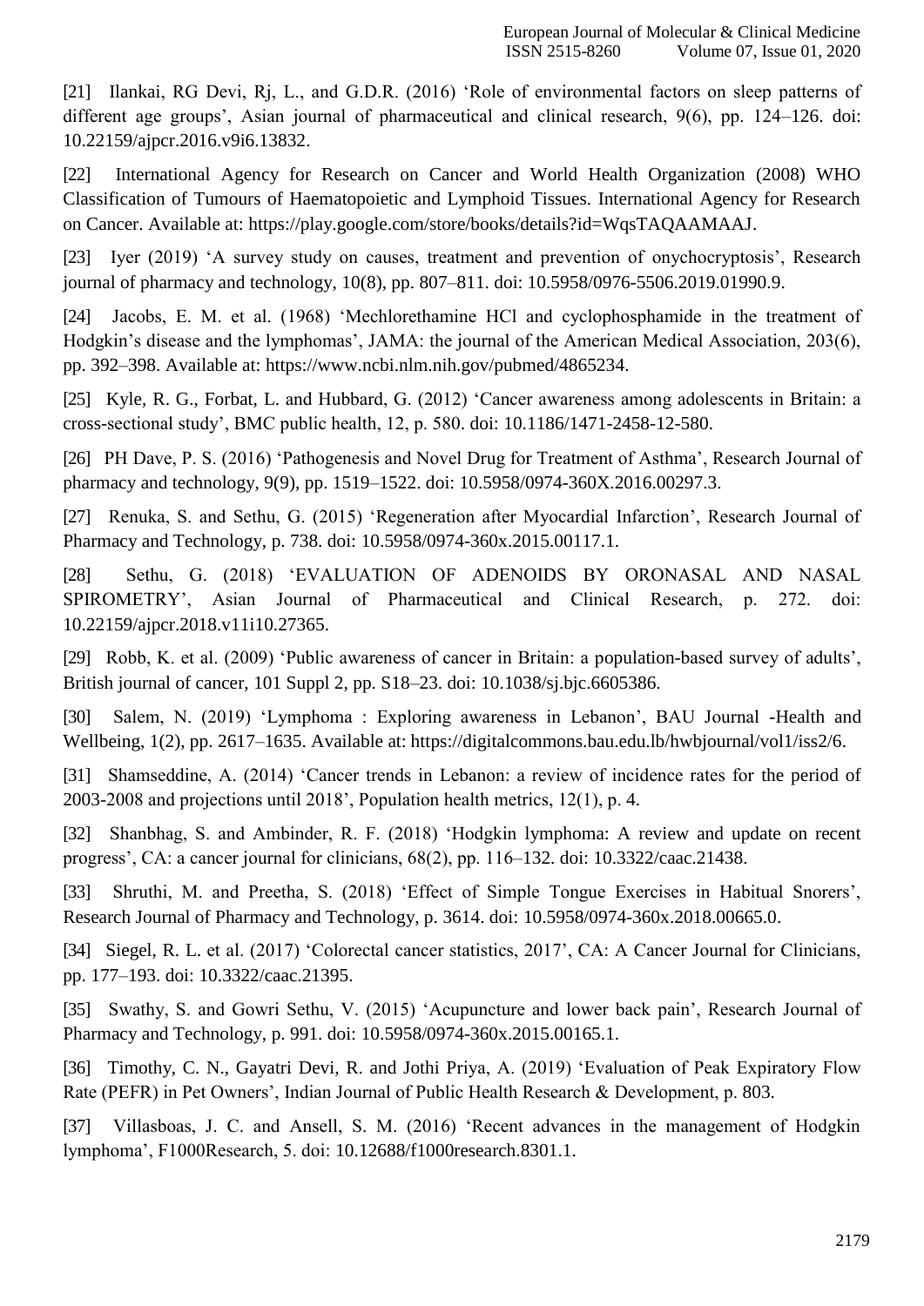[21] Ilankai, RG Devi, Rj, L., and G.D.R. (2016) 'Role of environmental factors on sleep patterns of different age groups', Asian journal of pharmaceutical and clinical research, 9(6), pp. 124–126. doi: 10.22159/ajpcr.2016.v9i6.13832.

[22] International Agency for Research on Cancer and World Health Organization (2008) WHO Classification of Tumours of Haematopoietic and Lymphoid Tissues. International Agency for Research on Cancer. Available at: https://play.google.com/store/books/details?id=WqsTAQAAMAAJ.

[23] Iyer (2019) 'A survey study on causes, treatment and prevention of onychocryptosis', Research journal of pharmacy and technology, 10(8), pp. 807–811. doi: 10.5958/0976-5506.2019.01990.9.

[24] Jacobs, E. M. et al. (1968) 'Mechlorethamine HCl and cyclophosphamide in the treatment of Hodgkin's disease and the lymphomas', JAMA: the journal of the American Medical Association, 203(6), pp. 392–398. Available at: https://www.ncbi.nlm.nih.gov/pubmed/4865234.

[25] Kyle, R. G., Forbat, L. and Hubbard, G. (2012) 'Cancer awareness among adolescents in Britain: a cross-sectional study', BMC public health, 12, p. 580. doi: 10.1186/1471-2458-12-580.

[26] PH Dave, P. S. (2016) 'Pathogenesis and Novel Drug for Treatment of Asthma', Research Journal of pharmacy and technology, 9(9), pp. 1519–1522. doi: 10.5958/0974-360X.2016.00297.3.

[27] Renuka, S. and Sethu, G. (2015) 'Regeneration after Myocardial Infarction', Research Journal of Pharmacy and Technology, p. 738. doi: 10.5958/0974-360x.2015.00117.1.

[28] Sethu, G. (2018) 'EVALUATION OF ADENOIDS BY ORONASAL AND NASAL SPIROMETRY', Asian Journal of Pharmaceutical and Clinical Research, p. 272. doi: 10.22159/ajpcr.2018.v11i10.27365.

[29] Robb, K. et al. (2009) 'Public awareness of cancer in Britain: a population-based survey of adults', British journal of cancer, 101 Suppl 2, pp. S18–23. doi: 10.1038/sj.bjc.6605386.

[30] Salem, N. (2019) 'Lymphoma : Exploring awareness in Lebanon', BAU Journal -Health and Wellbeing, 1(2), pp. 2617–1635. Available at: https://digitalcommons.bau.edu.lb/hwbjournal/vol1/iss2/6.

[31] Shamseddine, A. (2014) 'Cancer trends in Lebanon: a review of incidence rates for the period of 2003-2008 and projections until 2018', Population health metrics, 12(1), p. 4.

[32] Shanbhag, S. and Ambinder, R. F. (2018) 'Hodgkin lymphoma: A review and update on recent progress', CA: a cancer journal for clinicians, 68(2), pp. 116–132. doi: 10.3322/caac.21438.

[33] Shruthi, M. and Preetha, S. (2018) 'Effect of Simple Tongue Exercises in Habitual Snorers', Research Journal of Pharmacy and Technology, p. 3614. doi: 10.5958/0974-360x.2018.00665.0.

[34] Siegel, R. L. et al. (2017) 'Colorectal cancer statistics, 2017', CA: A Cancer Journal for Clinicians, pp. 177–193. doi: 10.3322/caac.21395.

[35] Swathy, S. and Gowri Sethu, V. (2015) 'Acupuncture and lower back pain', Research Journal of Pharmacy and Technology, p. 991. doi: 10.5958/0974-360x.2015.00165.1.

[36] Timothy, C. N., Gayatri Devi, R. and Jothi Priya, A. (2019) 'Evaluation of Peak Expiratory Flow Rate (PEFR) in Pet Owners', Indian Journal of Public Health Research & Development, p. 803.

[37] Villasboas, J. C. and Ansell, S. M. (2016) 'Recent advances in the management of Hodgkin lymphoma', F1000Research, 5. doi: 10.12688/f1000research.8301.1.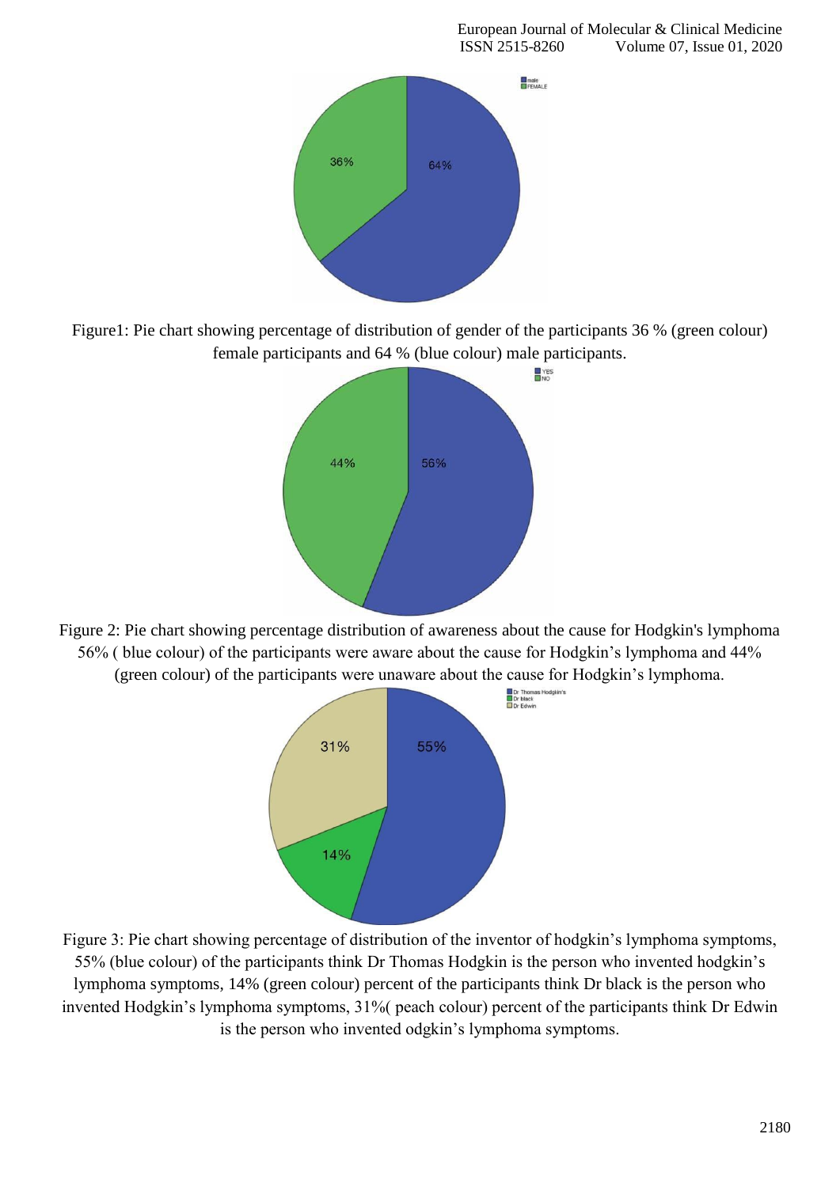Figure1: Pie chart showing percentage of distribution of gender of the participants 36 % (green colour) female participants and 64 % (blue colour) male participants.

Figure 2: Pie chart showing percentage distribution of awareness about the cause for Hodgkin's lymphoma 56% ( blue colour) of the participants were aware about the cause for Hodgkin's lymphoma and 44% (green colour) of the participants were unaware about the cause for Hodgkin's lymphoma.

Figure 3: Pie chart showing percentage of distribution of the inventor of hodgkin's lymphoma symptoms, 55% (blue colour) of the participants think Dr Thomas Hodgkin is the person who invented hodgkin's lymphoma symptoms, 14% (green colour) percent of the participants think Dr black is the person who invented Hodgkin's lymphoma symptoms, 31%( peach colour) percent of the participants think Dr Edwin is the person who invented odgkin's lymphoma symptoms.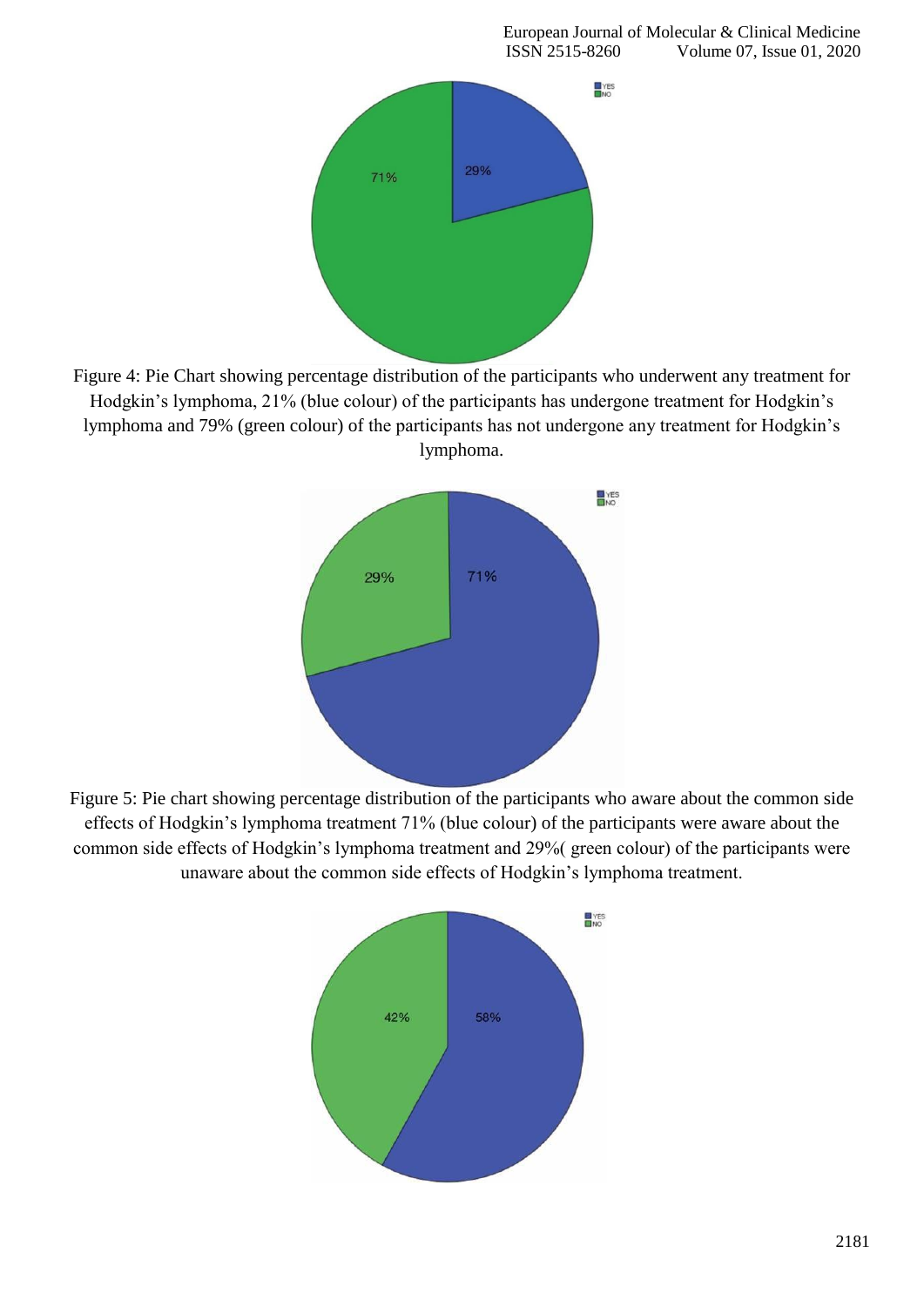Figure 4: Pie Chart showing percentage distribution of the participants who underwent any treatment for Hodgkin's lymphoma, 21% (blue colour) of the participants has undergone treatment for Hodgkin's lymphoma and 79% (green colour) of the participants has not undergone any treatment for Hodgkin's lymphoma.

Figure 5: Pie chart showing percentage distribution of the participants who aware about the common side effects of Hodgkin's lymphoma treatment 71% (blue colour) of the participants were aware about the common side effects of Hodgkin's lymphoma treatment and 29%( green colour) of the participants were unaware about the common side effects of Hodgkin's lymphoma treatment.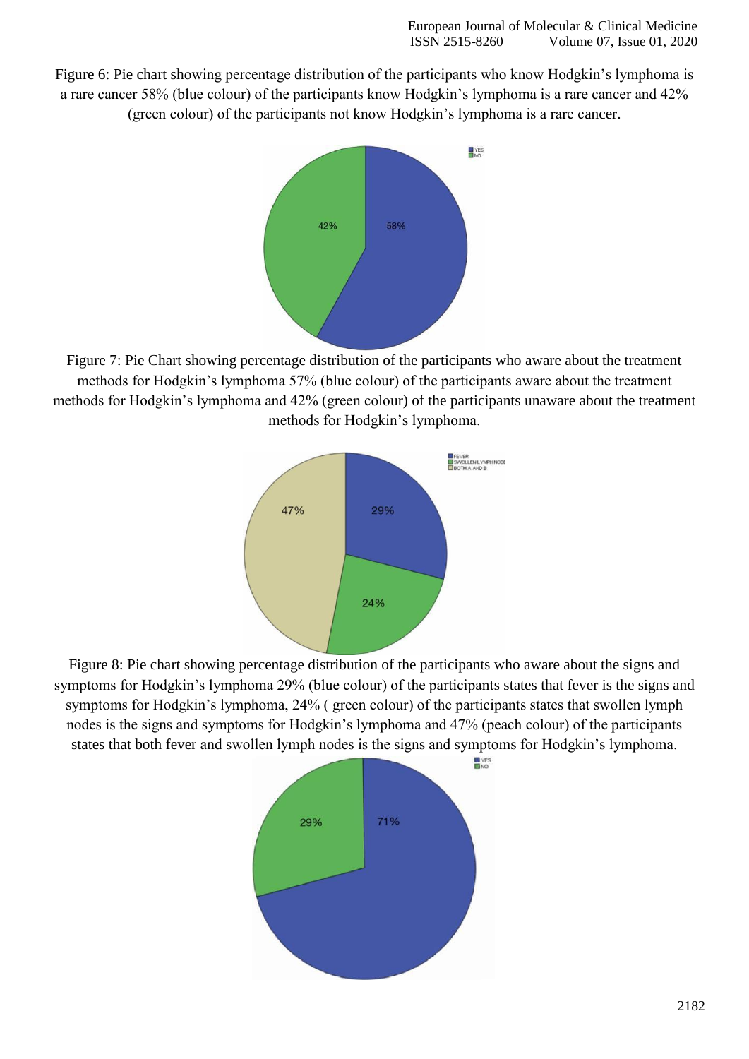Figure 6: Pie chart showing percentage distribution of the participants who know Hodgkin's lymphoma is a rare cancer 58% (blue colour) of the participants know Hodgkin's lymphoma is a rare cancer and 42% (green colour) of the participants not know Hodgkin's lymphoma is a rare cancer.

Figure 7: Pie Chart showing percentage distribution of the participants who aware about the treatment methods for Hodgkin's lymphoma 57% (blue colour) of the participants aware about the treatment methods for Hodgkin's lymphoma and 42% (green colour) of the participants unaware about the treatment methods for Hodgkin's lymphoma.

Figure 8: Pie chart showing percentage distribution of the participants who aware about the signs and symptoms for Hodgkin's lymphoma 29% (blue colour) of the participants states that fever is the signs and symptoms for Hodgkin's lymphoma, 24% ( green colour) of the participants states that swollen lymph nodes is the signs and symptoms for Hodgkin's lymphoma and 47% (peach colour) of the participants states that both fever and swollen lymph nodes is the signs and symptoms for Hodgkin's lymphoma.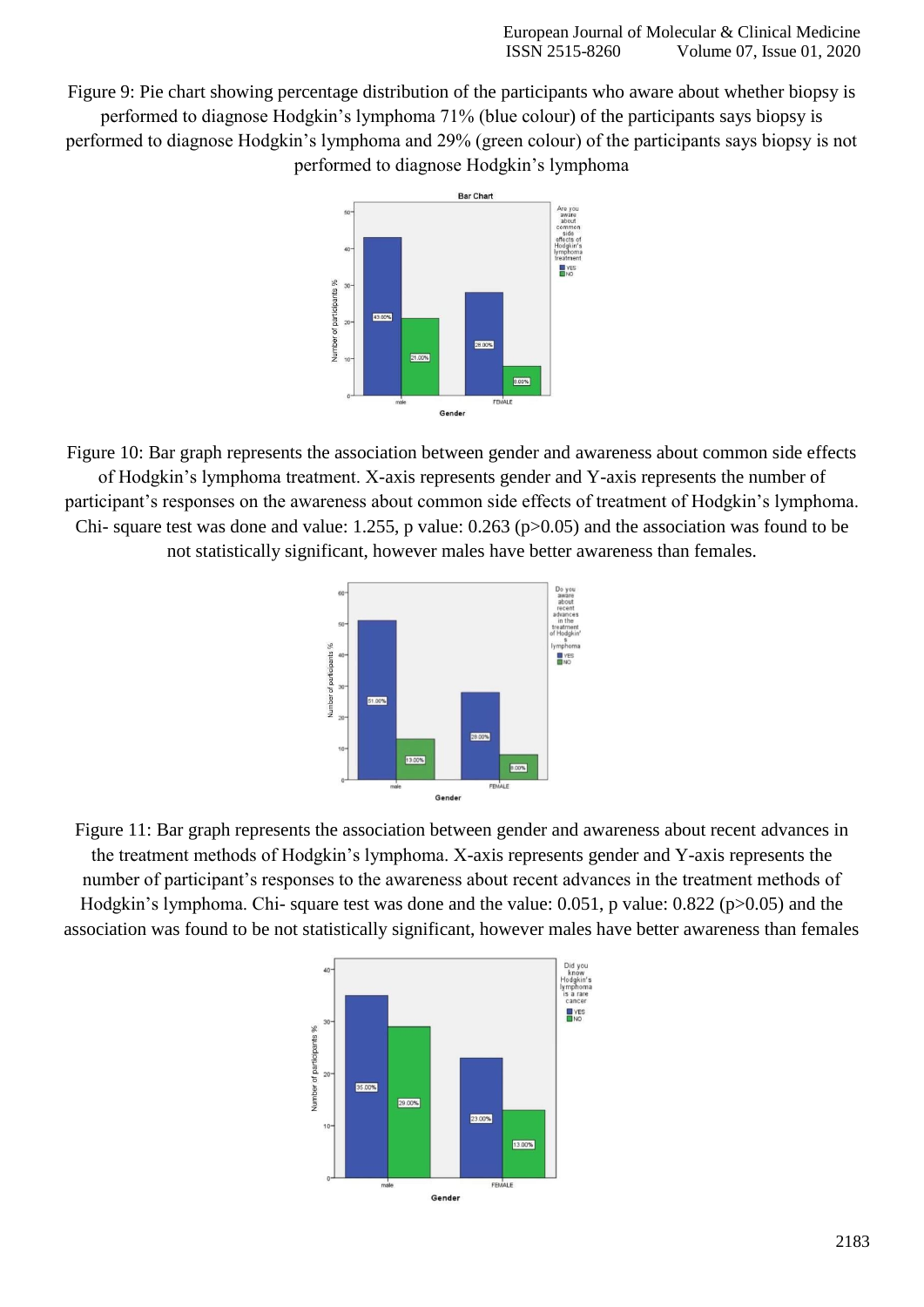Figure 9: Pie chart showing percentage distribution of the participants who aware about whether biopsy is performed to diagnose Hodgkin's lymphoma 71% (blue colour) of the participants says biopsy is performed to diagnose Hodgkin's lymphoma and 29% (green colour) of the participants says biopsy is not performed to diagnose Hodgkin's lymphoma

Figure 10: Bar graph represents the association between gender and awareness about common side effects of Hodgkin's lymphoma treatment. X-axis represents gender and Y-axis represents the number of participant's responses on the awareness about common side effects of treatment of Hodgkin's lymphoma. Chi- square test was done and value: 1.255, p value: 0.263 ($p>0.05$) and the association was found to be not statistically significant, however males have better awareness than females.

Figure 11: Bar graph represents the association between gender and awareness about recent advances in the treatment methods of Hodgkin's lymphoma. X-axis represents gender and Y-axis represents the number of participant's responses to the awareness about recent advances in the treatment methods of Hodgkin's lymphoma. Chi- square test was done and the value: 0.051, p value: 0.822 ($p>0.05$) and the association was found to be not statistically significant, however males have better awareness than females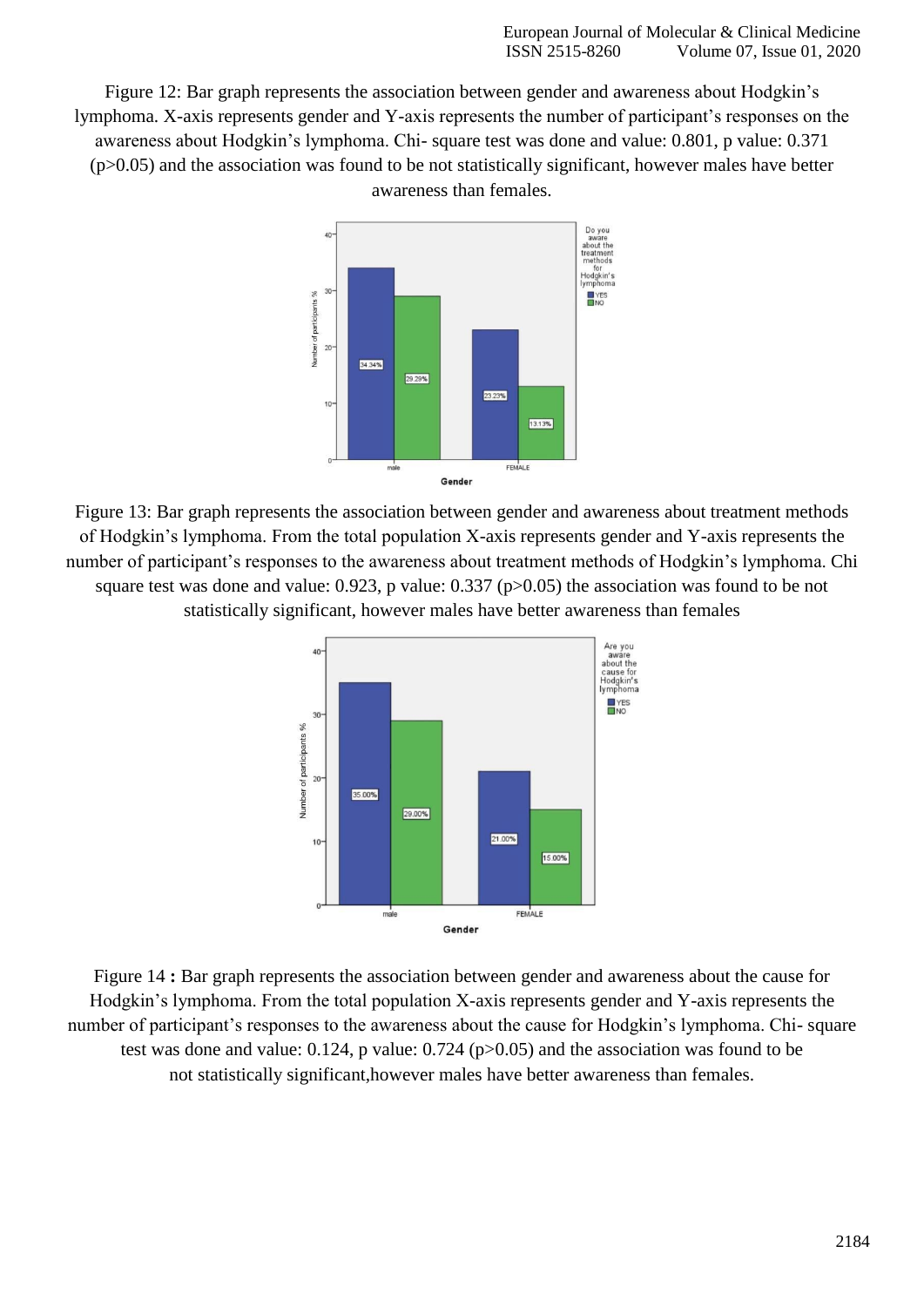Figure 12: Bar graph represents the association between gender and awareness about Hodgkin's lymphoma. X-axis represents gender and Y-axis represents the number of participant's responses on the awareness about Hodgkin's lymphoma. Chi- square test was done and value: 0.801, p value: 0.371 ($p>0.05$) and the association was found to be not statistically significant, however males have better awareness than females.

Do you aware about the treatment methods for Hodgkin's lymphoma

YES

NO

Number of participants %

40

30

20

10

0

34.34%

29.29%

23.23%

13.13%

male

FEMALE

Gender

Figure 13: Bar graph represents the association between gender and awareness about treatment methods of Hodgkin's lymphoma. From the total population X-axis represents gender and Y-axis represents the number of participant's responses to the awareness about treatment methods of Hodgkin's lymphoma. Chi square test was done and value: 0.923, p value: 0.337 ($p>0.05$) the association was found to be not statistically significant, however males have better awareness than females

Are you aware about the cause for Hodgkin's lymphoma

YES

NO

Number of participants %

40

30

20

10

0

35.00%

29.00%

21.00%

15.00%

male

FEMALE

Gender

Figure 14 **:** Bar graph represents the association between gender and awareness about the cause for Hodgkin's lymphoma. From the total population X-axis represents gender and Y-axis represents the number of participant's responses to the awareness about the cause for Hodgkin's lymphoma. Chi- square test was done and value: 0.124, p value: 0.724 ($p>0.05$) and the association was found to be not statistically significant,however males have better awareness than females.